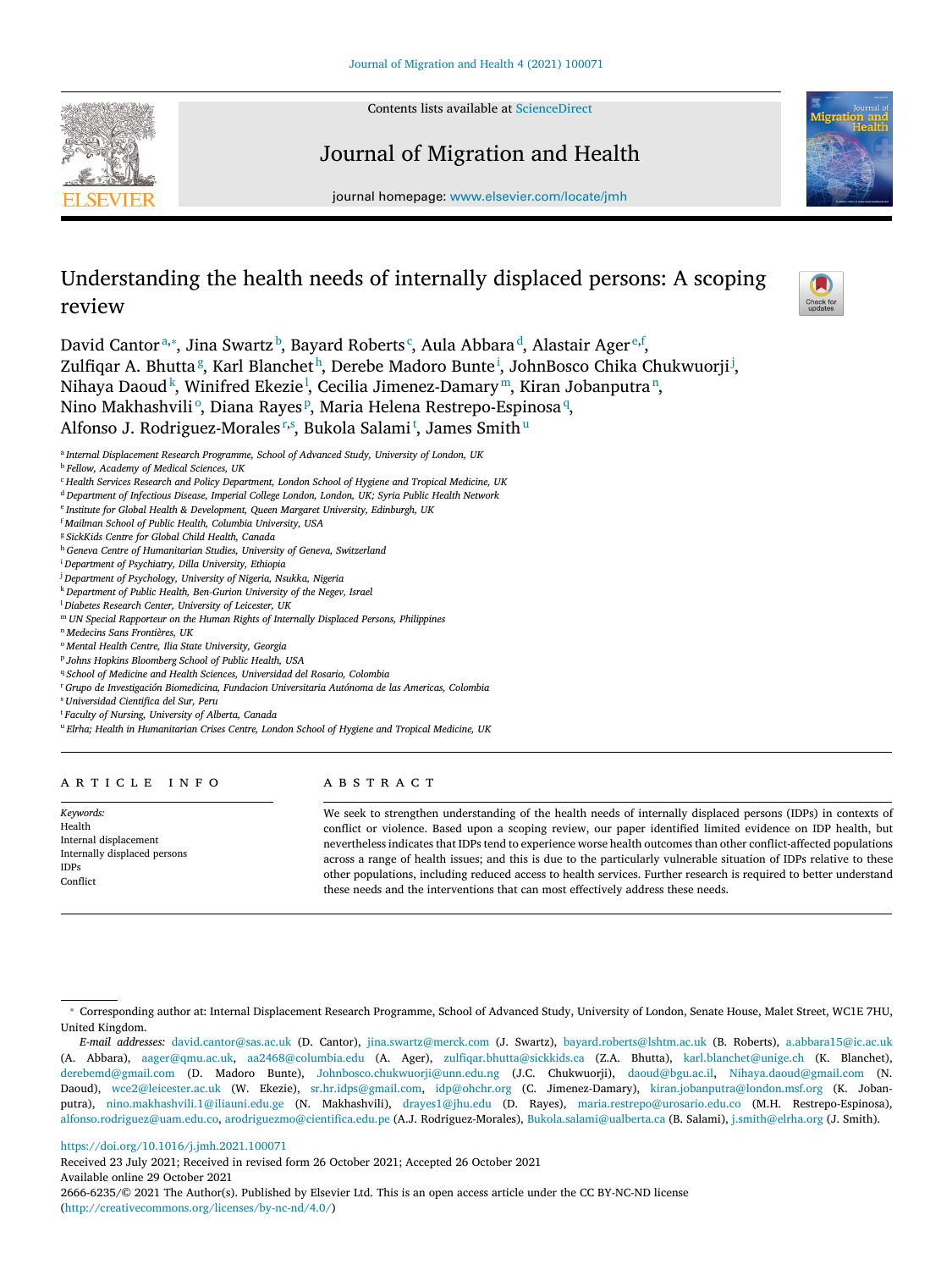Contents lists available at ScienceDirect

Journal of Migration and Health

journal homepage: www.elsevier.com/locate/jmh

# Understanding the health needs of internally displaced persons: A scoping review

David Cantor[a,*], Jina Swartz[b], Bayard Roberts[c], Aula Abbara[d], Alastair Ager[e,f], Zulfiqar A. Bhutta[g], Karl Blanchet[h], Derebe Madoro Bunte[i], JohnBosco Chika Chukwuorji[j], Nihaya Daoud[k], Winifred Ekezie[l], Cecilia Jimenez-Damary[m], Kiran Jobanputra[n], Nino Makhashvili[o], Diana Rayes[p], Maria Helena Restrepo-Espinosa[q], Alfonso J. Rodriguez-Morales[r,s], Bukola Salami[t], James Smith[u]

[a] Internal Displacement Research Programme, School of Advanced Study, University of London, UK
[b] Fellow, Academy of Medical Sciences, UK
[c] Health Services Research and Policy Department, London School of Hygiene and Tropical Medicine, UK
[d] Department of Infectious Disease, Imperial College London, London, UK; Syria Public Health Network
[e] Institute for Global Health & Development, Queen Margaret University, Edinburgh, UK
[f] Mailman School of Public Health, Columbia University, USA
[g] SickKids Centre for Global Child Health, Canada
[h] Geneva Centre of Humanitarian Studies, University of Geneva, Switzerland
[i] Department of Psychiatry, Dilla University, Ethiopia
[j] Department of Psychology, University of Nigeria, Nsukka, Nigeria
[k] Department of Public Health, Ben-Gurion University of the Negev, Israel
[l] Diabetes Research Center, University of Leicester, UK
[m] UN Special Rapporteur on the Human Rights of Internally Displaced Persons, Philippines
[n] Medecins Sans Frontières, UK
[o] Mental Health Centre, Ilia State University, Georgia
[p] Johns Hopkins Bloomberg School of Public Health, USA
[q] School of Medicine and Health Sciences, Universidad del Rosario, Colombia
[r] Grupo de Investigación Biomedicina, Fundacion Universitaria Autónoma de las Americas, Colombia
[s] Universidad Científica del Sur, Peru
[t] Faculty of Nursing, University of Alberta, Canada
[u] Elrha; Health in Humanitarian Crises Centre, London School of Hygiene and Tropical Medicine, UK

## ARTICLE INFO

*Keywords:*
Health
Internal displacement
Internally displaced persons
IDPs
Conflict

## ABSTRACT

We seek to strengthen understanding of the health needs of internally displaced persons (IDPs) in contexts of conflict or violence. Based upon a scoping review, our paper identified limited evidence on IDP health, but nevertheless indicates that IDPs tend to experience worse health outcomes than other conflict-affected populations across a range of health issues; and this is due to the particularly vulnerable situation of IDPs relative to these other populations, including reduced access to health services. Further research is required to better understand these needs and the interventions that can most effectively address these needs.

---

* Corresponding author at: Internal Displacement Research Programme, School of Advanced Study, University of London, Senate House, Malet Street, WC1E 7HU, United Kingdom.

*E-mail addresses:* david.cantor@sas.ac.uk (D. Cantor), jina.swartz@merck.com (J. Swartz), bayard.roberts@lshtm.ac.uk (B. Roberts), a.abbara15@ic.ac.uk (A. Abbara), aager@qmu.ac.uk, aa2468@columbia.edu (A. Ager), zulfiqar.bhutta@sickkids.ca (Z.A. Bhutta), karl.blanchet@unige.ch (K. Blanchet), derebemd@gmail.com (D. Madoro Bunte), Johnbosco.chukwuorji@unn.edu.ng (J.C. Chukwuorji), daoud@bgu.ac.il, Nihaya.daoud@gmail.com (N. Daoud), wce2@leicester.ac.uk (W. Ekezie), sr.hr.idps@gmail.com, idp@ohchr.org (C. Jimenez-Damary), kiran.jobanputra@london.msf.org (K. Jobanputra), nino.makhashvili.1@iliauni.edu.ge (N. Makhashvili), drayes1@jhu.edu (D. Rayes), maria.restrepo@urosario.edu.co (M.H. Restrepo-Espinosa), alfonso.rodriguez@uam.edu.co, arodriguezmo@cientifica.edu.pe (A.J. Rodriguez-Morales), Bukola.salami@ualberta.ca (B. Salami), j.smith@elrha.org (J. Smith).

https://doi.org/10.1016/j.jmh.2021.100071
Received 23 July 2021; Received in revised form 26 October 2021; Accepted 26 October 2021
Available online 29 October 2021
2666-6235/© 2021 The Author(s). Published by Elsevier Ltd. This is an open access article under the CC BY-NC-ND license (http://creativecommons.org/licenses/by-nc-nd/4.0/)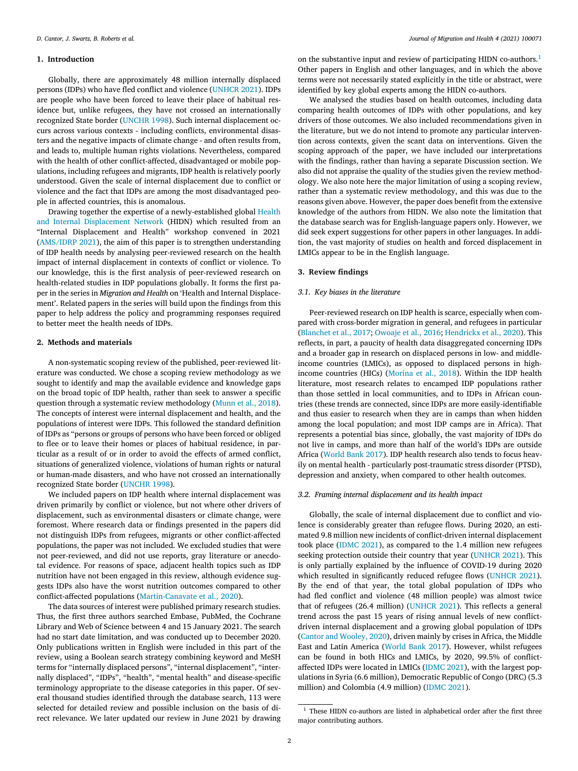## 1. Introduction

Globally, there are approximately 48 million internally displaced persons (IDPs) who have fled conflict and violence (UNHCR 2021). IDPs are people who have been forced to leave their place of habitual residence but, unlike refugees, they have not crossed an internationally recognized State border (UNCHR 1998). Such internal displacement occurs across various contexts - including conflicts, environmental disasters and the negative impacts of climate change - and often results from, and leads to, multiple human rights violations. Nevertheless, compared with the health of other conflict-affected, disadvantaged or mobile populations, including refugees and migrants, IDP health is relatively poorly understood. Given the scale of internal displacement due to conflict or violence and the fact that IDPs are among the most disadvantaged people in affected countries, this is anomalous.

Drawing together the expertise of a newly-established global Health and Internal Displacement Network (HIDN) which resulted from an "Internal Displacement and Health" workshop convened in 2021 (AMS/IDRP 2021), the aim of this paper is to strengthen understanding of IDP health needs by analysing peer-reviewed research on the health impact of internal displacement in contexts of conflict or violence. To our knowledge, this is the first analysis of peer-reviewed research on health-related studies in IDP populations globally. It forms the first paper in the series in *Migration and Health* on 'Health and Internal Displacement'. Related papers in the series will build upon the findings from this paper to help address the policy and programming responses required to better meet the health needs of IDPs.

## 2. Methods and materials

A non-systematic scoping review of the published, peer-reviewed literature was conducted. We chose a scoping review methodology as we sought to identify and map the available evidence and knowledge gaps on the broad topic of IDP health, rather than seek to answer a specific question through a systematic review methodology (Munn et al., 2018). The concepts of interest were internal displacement and health, and the populations of interest were IDPs. This followed the standard definition of IDPs as "persons or groups of persons who have been forced or obliged to flee or to leave their homes or places of habitual residence, in particular as a result of or in order to avoid the effects of armed conflict, situations of generalized violence, violations of human rights or natural or human-made disasters, and who have not crossed an internationally recognized State border (UNCHR 1998).

We included papers on IDP health where internal displacement was driven primarily by conflict or violence, but not where other drivers of displacement, such as environmental disasters or climate change, were foremost. Where research data or findings presented in the papers did not distinguish IDPs from refugees, migrants or other conflict-affected populations, the paper was not included. We excluded studies that were not peer-reviewed, and did not use reports, gray literature or anecdotal evidence. For reasons of space, adjacent health topics such as IDP nutrition have not been engaged in this review, although evidence suggests IDPs also have the worst nutrition outcomes compared to other conflict-affected populations (Martin-Canavate et al., 2020).

The data sources of interest were published primary research studies. Thus, the first three authors searched Embase, PubMed, the Cochrane Library and Web of Science between 4 and 15 January 2021. The search had no start date limitation, and was conducted up to December 2020. Only publications written in English were included in this part of the review, using a Boolean search strategy combining keyword and MeSH terms for "internally displaced persons", "internal displacement", "internally displaced", "IDPs", "health", "mental health" and disease-specific terminology appropriate to the disease categories in this paper. Of several thousand studies identified through the database search, 113 were selected for detailed review and possible inclusion on the basis of direct relevance. We later updated our review in June 2021 by drawing on the substantive input and review of participating HIDN co-authors.[1] Other papers in English and other languages, and in which the above terms were not necessarily stated explicitly in the title or abstract, were identified by key global experts among the HIDN co-authors.

We analysed the studies based on health outcomes, including data comparing health outcomes of IDPs with other populations, and key drivers of those outcomes. We also included recommendations given in the literature, but we do not intend to promote any particular intervention across contexts, given the scant data on interventions. Given the scoping approach of the paper, we have included our interpretations with the findings, rather than having a separate Discussion section. We also did not appraise the quality of the studies given the review methodology. We also note here the major limitation of using a scoping review, rather than a systematic review methodology, and this was due to the reasons given above. However, the paper does benefit from the extensive knowledge of the authors from HIDN. We also note the limitation that the database search was for English-language papers only. However, we did seek expert suggestions for other papers in other languages. In addition, the vast majority of studies on health and forced displacement in LMICs appear to be in the English language.

## 3. Review findings

### 3.1. Key biases in the literature

Peer-reviewed research on IDP health is scarce, especially when compared with cross-border migration in general, and refugees in particular (Blanchet et al., 2017; Owoaje et al., 2016; Hendrickx et al., 2020). This reflects, in part, a paucity of health data disaggregated concerning IDPs and a broader gap in research on displaced persons in low- and middle-income countries (LMICs), as opposed to displaced persons in high-income countries (HICs) (Morina et al., 2018). Within the IDP health literature, most research relates to encamped IDP populations rather than those settled in local communities, and to IDPs in African countries (these trends are connected, since IDPs are more easily-identifiable and thus easier to research when they are in camps than when hidden among the local population; and most IDP camps are in Africa). That represents a potential bias since, globally, the vast majority of IDPs do not live in camps, and more than half of the world's IDPs are outside Africa (World Bank 2017). IDP health research also tends to focus heavily on mental health - particularly post-traumatic stress disorder (PTSD), depression and anxiety, when compared to other health outcomes.

### 3.2. Framing internal displacement and its health impact

Globally, the scale of internal displacement due to conflict and violence is considerably greater than refugee flows. During 2020, an estimated 9.8 million new incidents of conflict-driven internal displacement took place (IDMC 2021), as compared to the 1.4 million new refugees seeking protection outside their country that year (UNHCR 2021). This is only partially explained by the influence of COVID-19 during 2020 which resulted in significantly reduced refugee flows (UNHCR 2021). By the end of that year, the total global population of IDPs who had fled conflict and violence (48 million people) was almost twice that of refugees (26.4 million) (UNHCR 2021). This reflects a general trend across the past 15 years of rising annual levels of new conflict-driven internal displacement and a growing global population of IDPs (Cantor and Wooley, 2020), driven mainly by crises in Africa, the Middle East and Latin America (World Bank 2017). However, whilst refugees can be found in both HICs and LMICs, by 2020, 99.5% of conflict-affected IDPs were located in LMICs (IDMC 2021), with the largest populations in Syria (6.6 million), Democratic Republic of Congo (DRC) (5.3 million) and Colombia (4.9 million) (IDMC 2021).

[1] These HIDN co-authors are listed in alphabetical order after the first three major contributing authors.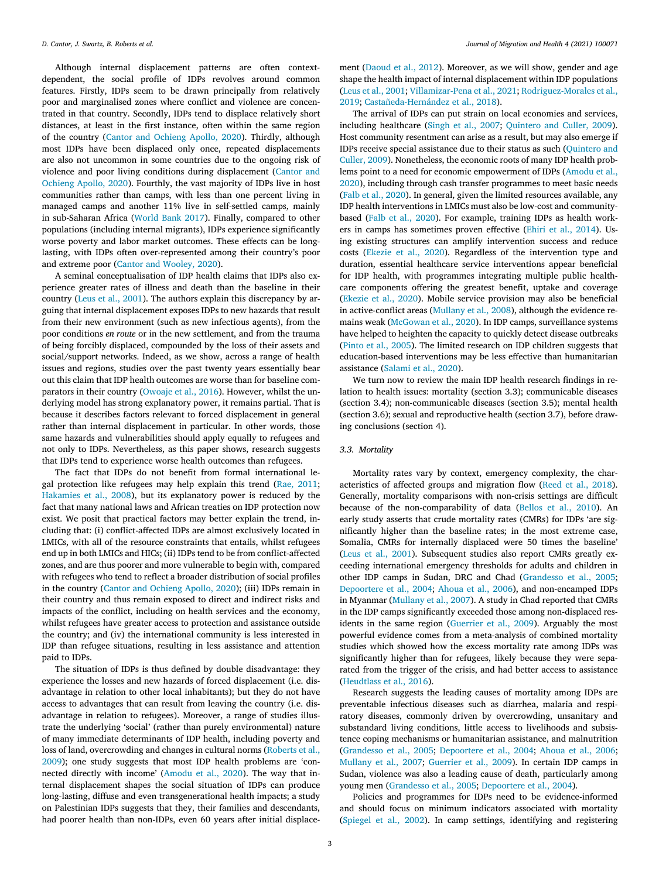Although internal displacement patterns are often context-dependent, the social profile of IDPs revolves around common features. Firstly, IDPs seem to be drawn principally from relatively poor and marginalised zones where conflict and violence are concentrated in that country. Secondly, IDPs tend to displace relatively short distances, at least in the first instance, often within the same region of the country (Cantor and Ochieng Apollo, 2020). Thirdly, although most IDPs have been displaced only once, repeated displacements are also not uncommon in some countries due to the ongoing risk of violence and poor living conditions during displacement (Cantor and Ochieng Apollo, 2020). Fourthly, the vast majority of IDPs live in host communities rather than camps, with less than one percent living in managed camps and another 11% live in self-settled camps, mainly in sub-Saharan Africa (World Bank 2017). Finally, compared to other populations (including internal migrants), IDPs experience significantly worse poverty and labor market outcomes. These effects can be long-lasting, with IDPs often over-represented among their country's poor and extreme poor (Cantor and Wooley, 2020).

A seminal conceptualisation of IDP health claims that IDPs also experience greater rates of illness and death than the baseline in their country (Leus et al., 2001). The authors explain this discrepancy by arguing that internal displacement exposes IDPs to new hazards that result from their new environment (such as new infectious agents), from the poor conditions *en route* or in the new settlement, and from the trauma of being forcibly displaced, compounded by the loss of their assets and social/support networks. Indeed, as we show, across a range of health issues and regions, studies over the past twenty years essentially bear out this claim that IDP health outcomes are worse than for baseline comparators in their country (Owoaje et al., 2016). However, whilst the underlying model has strong explanatory power, it remains partial. That is because it describes factors relevant to forced displacement in general rather than internal displacement in particular. In other words, those same hazards and vulnerabilities should apply equally to refugees and not only to IDPs. Nevertheless, as this paper shows, research suggests that IDPs tend to experience worse health outcomes than refugees.

The fact that IDPs do not benefit from formal international legal protection like refugees may help explain this trend (Rae, 2011; Hakamies et al., 2008), but its explanatory power is reduced by the fact that many national laws and African treaties on IDP protection now exist. We posit that practical factors may better explain the trend, including that: (i) conflict-affected IDPs are almost exclusively located in LMICs, with all of the resource constraints that entails, whilst refugees end up in both LMICs and HICs; (ii) IDPs tend to be from conflict-affected zones, and are thus poorer and more vulnerable to begin with, compared with refugees who tend to reflect a broader distribution of social profiles in the country (Cantor and Ochieng Apollo, 2020); (iii) IDPs remain in their country and thus remain exposed to direct and indirect risks and impacts of the conflict, including on health services and the economy, whilst refugees have greater access to protection and assistance outside the country; and (iv) the international community is less interested in IDP than refugee situations, resulting in less assistance and attention paid to IDPs.

The situation of IDPs is thus defined by double disadvantage: they experience the losses and new hazards of forced displacement (i.e. disadvantage in relation to other local inhabitants); but they do not have access to advantages that can result from leaving the country (i.e. disadvantage in relation to refugees). Moreover, a range of studies illustrate the underlying 'social' (rather than purely environmental) nature of many immediate determinants of IDP health, including poverty and loss of land, overcrowding and changes in cultural norms (Roberts et al., 2009); one study suggests that most IDP health problems are 'connected directly with income' (Amodu et al., 2020). The way that internal displacement shapes the social situation of IDPs can produce long-lasting, diffuse and even transgenerational health impacts; a study on Palestinian IDPs suggests that they, their families and descendants, had poorer health than non-IDPs, even 60 years after initial displacement (Daoud et al., 2012). Moreover, as we will show, gender and age shape the health impact of internal displacement within IDP populations (Leus et al., 2001; Villamizar-Pena et al., 2021; Rodriguez-Morales et al., 2019; Castañeda-Hernández et al., 2018).

The arrival of IDPs can put strain on local economies and services, including healthcare (Singh et al., 2007; Quintero and Culler, 2009). Host community resentment can arise as a result, but may also emerge if IDPs receive special assistance due to their status as such (Quintero and Culler, 2009). Nonetheless, the economic roots of many IDP health problems point to a need for economic empowerment of IDPs (Amodu et al., 2020), including through cash transfer programmes to meet basic needs (Falb et al., 2020). In general, given the limited resources available, any IDP health interventions in LMICs must also be low-cost and community-based (Falb et al., 2020). For example, training IDPs as health workers in camps has sometimes proven effective (Ehiri et al., 2014). Using existing structures can amplify intervention success and reduce costs (Ekezie et al., 2020). Regardless of the intervention type and duration, essential healthcare service interventions appear beneficial for IDP health, with programmes integrating multiple public healthcare components offering the greatest benefit, uptake and coverage (Ekezie et al., 2020). Mobile service provision may also be beneficial in active-conflict areas (Mullany et al., 2008), although the evidence remains weak (McGowan et al., 2020). In IDP camps, surveillance systems have helped to heighten the capacity to quickly detect disease outbreaks (Pinto et al., 2005). The limited research on IDP children suggests that education-based interventions may be less effective than humanitarian assistance (Salami et al., 2020).

We turn now to review the main IDP health research findings in relation to health issues: mortality (section 3.3); communicable diseases (section 3.4); non-communicable diseases (section 3.5); mental health (section 3.6); sexual and reproductive health (section 3.7), before drawing conclusions (section 4).

### 3.3. Mortality

Mortality rates vary by context, emergency complexity, the characteristics of affected groups and migration flow (Reed et al., 2018). Generally, mortality comparisons with non-crisis settings are difficult because of the non-comparability of data (Bellos et al., 2010). An early study asserts that crude mortality rates (CMRs) for IDPs 'are significantly higher than the baseline rates; in the most extreme case, Somalia, CMRs for internally displaced were 50 times the baseline' (Leus et al., 2001). Subsequent studies also report CMRs greatly exceeding international emergency thresholds for adults and children in other IDP camps in Sudan, DRC and Chad (Grandesso et al., 2005; Depoortere et al., 2004; Ahoua et al., 2006), and non-encamped IDPs in Myanmar (Mullany et al., 2007). A study in Chad reported that CMRs in the IDP camps significantly exceeded those among non-displaced residents in the same region (Guerrier et al., 2009). Arguably the most powerful evidence comes from a meta-analysis of combined mortality studies which showed how the excess mortality rate among IDPs was significantly higher than for refugees, likely because they were separated from the trigger of the crisis, and had better access to assistance (Heudtlass et al., 2016).

Research suggests the leading causes of mortality among IDPs are preventable infectious diseases such as diarrhea, malaria and respiratory diseases, commonly driven by overcrowding, unsanitary and substandard living conditions, little access to livelihoods and subsistence coping mechanisms or humanitarian assistance, and malnutrition (Grandesso et al., 2005; Depoortere et al., 2004; Ahoua et al., 2006; Mullany et al., 2007; Guerrier et al., 2009). In certain IDP camps in Sudan, violence was also a leading cause of death, particularly among young men (Grandesso et al., 2005; Depoortere et al., 2004).

Policies and programmes for IDPs need to be evidence-informed and should focus on minimum indicators associated with mortality (Spiegel et al., 2002). In camp settings, identifying and registering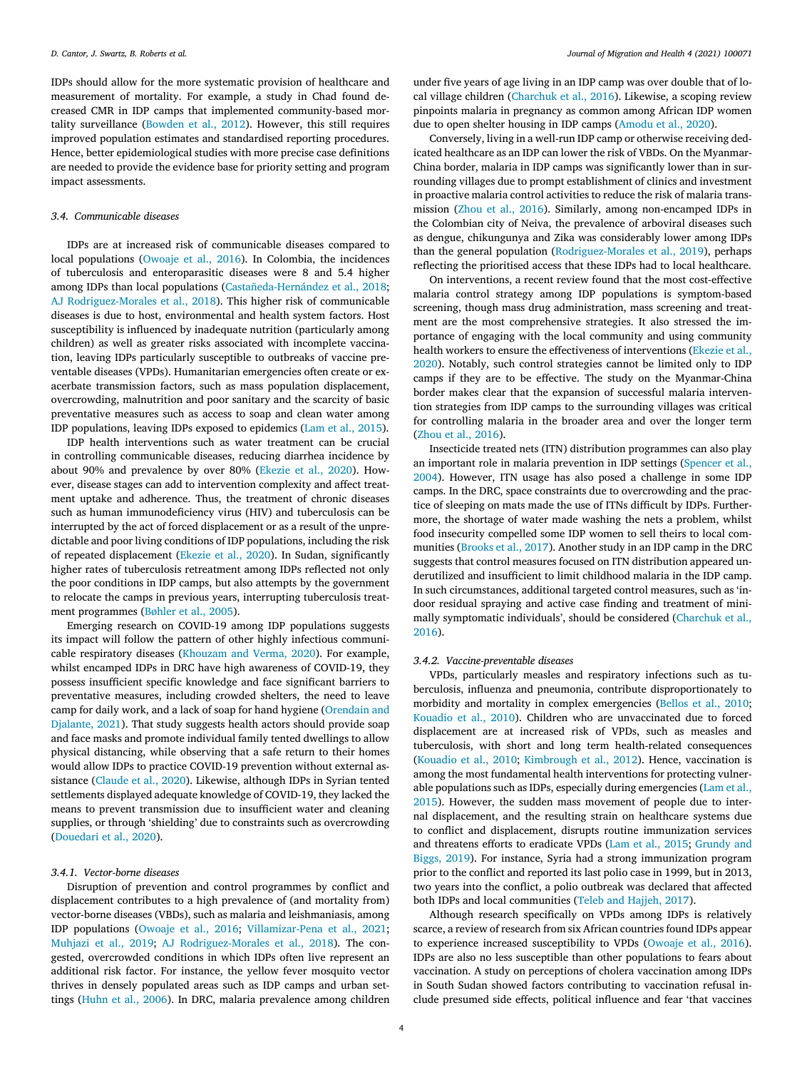IDPs should allow for the more systematic provision of healthcare and measurement of mortality. For example, a study in Chad found decreased CMR in IDP camps that implemented community-based mortality surveillance (Bowden et al., 2012). However, this still requires improved population estimates and standardised reporting procedures. Hence, better epidemiological studies with more precise case definitions are needed to provide the evidence base for priority setting and program impact assessments.

### 3.4. Communicable diseases

IDPs are at increased risk of communicable diseases compared to local populations (Owoaje et al., 2016). In Colombia, the incidences of tuberculosis and enteroparasitic diseases were 8 and 5.4 higher among IDPs than local populations (Castañeda-Hernández et al., 2018; AJ Rodriguez-Morales et al., 2018). This higher risk of communicable diseases is due to host, environmental and health system factors. Host susceptibility is influenced by inadequate nutrition (particularly among children) as well as greater risks associated with incomplete vaccination, leaving IDPs particularly susceptible to outbreaks of vaccine preventable diseases (VPDs). Humanitarian emergencies often create or exacerbate transmission factors, such as mass population displacement, overcrowding, malnutrition and poor sanitary and the scarcity of basic preventative measures such as access to soap and clean water among IDP populations, leaving IDPs exposed to epidemics (Lam et al., 2015).

IDP health interventions such as water treatment can be crucial in controlling communicable diseases, reducing diarrhea incidence by about 90% and prevalence by over 80% (Ekezie et al., 2020). However, disease stages can add to intervention complexity and affect treatment uptake and adherence. Thus, the treatment of chronic diseases such as human immunodeficiency virus (HIV) and tuberculosis can be interrupted by the act of forced displacement or as a result of the unpredictable and poor living conditions of IDP populations, including the risk of repeated displacement (Ekezie et al., 2020). In Sudan, significantly higher rates of tuberculosis retreatment among IDPs reflected not only the poor conditions in IDP camps, but also attempts by the government to relocate the camps in previous years, interrupting tuberculosis treatment programmes (Bøhler et al., 2005).

Emerging research on COVID-19 among IDP populations suggests its impact will follow the pattern of other highly infectious communicable respiratory diseases (Khouzam and Verma, 2020). For example, whilst encamped IDPs in DRC have high awareness of COVID-19, they possess insufficient specific knowledge and face significant barriers to preventative measures, including crowded shelters, the need to leave camp for daily work, and a lack of soap for hand hygiene (Orendain and Djalante, 2021). That study suggests health actors should provide soap and face masks and promote individual family tented dwellings to allow physical distancing, while observing that a safe return to their homes would allow IDPs to practice COVID-19 prevention without external assistance (Claude et al., 2020). Likewise, although IDPs in Syrian tented settlements displayed adequate knowledge of COVID-19, they lacked the means to prevent transmission due to insufficient water and cleaning supplies, or through 'shielding' due to constraints such as overcrowding (Douedari et al., 2020).

#### 3.4.1. Vector-borne diseases

Disruption of prevention and control programmes by conflict and displacement contributes to a high prevalence of (and mortality from) vector-borne diseases (VBDs), such as malaria and leishmaniasis, among IDP populations (Owoaje et al., 2016; Villamizar-Pena et al., 2021; Muhjazi et al., 2019; AJ Rodriguez-Morales et al., 2018). The congested, overcrowded conditions in which IDPs often live represent an additional risk factor. For instance, the yellow fever mosquito vector thrives in densely populated areas such as IDP camps and urban settings (Huhn et al., 2006). In DRC, malaria prevalence among children under five years of age living in an IDP camp was over double that of local village children (Charchuk et al., 2016). Likewise, a scoping review pinpoints malaria in pregnancy as common among African IDP women due to open shelter housing in IDP camps (Amodu et al., 2020).

Conversely, living in a well-run IDP camp or otherwise receiving dedicated healthcare as an IDP can lower the risk of VBDs. On the Myanmar-China border, malaria in IDP camps was significantly lower than in surrounding villages due to prompt establishment of clinics and investment in proactive malaria control activities to reduce the risk of malaria transmission (Zhou et al., 2016). Similarly, among non-encamped IDPs in the Colombian city of Neiva, the prevalence of arboviral diseases such as dengue, chikungunya and Zika was considerably lower among IDPs than the general population (Rodriguez-Morales et al., 2019), perhaps reflecting the prioritised access that these IDPs had to local healthcare.

On interventions, a recent review found that the most cost-effective malaria control strategy among IDP populations is symptom-based screening, though mass drug administration, mass screening and treatment are the most comprehensive strategies. It also stressed the importance of engaging with the local community and using community health workers to ensure the effectiveness of interventions (Ekezie et al., 2020). Notably, such control strategies cannot be limited only to IDP camps if they are to be effective. The study on the Myanmar-China border makes clear that the expansion of successful malaria intervention strategies from IDP camps to the surrounding villages was critical for controlling malaria in the broader area and over the longer term (Zhou et al., 2016).

Insecticide treated nets (ITN) distribution programmes can also play an important role in malaria prevention in IDP settings (Spencer et al., 2004). However, ITN usage has also posed a challenge in some IDP camps. In the DRC, space constraints due to overcrowding and the practice of sleeping on mats made the use of ITNs difficult by IDPs. Furthermore, the shortage of water made washing the nets a problem, whilst food insecurity compelled some IDP women to sell theirs to local communities (Brooks et al., 2017). Another study in an IDP camp in the DRC suggests that control measures focused on ITN distribution appeared underutilized and insufficient to limit childhood malaria in the IDP camp. In such circumstances, additional targeted control measures, such as 'indoor residual spraying and active case finding and treatment of minimally symptomatic individuals', should be considered (Charchuk et al., 2016).

#### 3.4.2. Vaccine-preventable diseases

VPDs, particularly measles and respiratory infections such as tuberculosis, influenza and pneumonia, contribute disproportionately to morbidity and mortality in complex emergencies (Bellos et al., 2010; Kouadio et al., 2010). Children who are unvaccinated due to forced displacement are at increased risk of VPDs, such as measles and tuberculosis, with short and long term health-related consequences (Kouadio et al., 2010; Kimbrough et al., 2012). Hence, vaccination is among the most fundamental health interventions for protecting vulnerable populations such as IDPs, especially during emergencies (Lam et al., 2015). However, the sudden mass movement of people due to internal displacement, and the resulting strain on healthcare systems due to conflict and displacement, disrupts routine immunization services and threatens efforts to eradicate VPDs (Lam et al., 2015; Grundy and Biggs, 2019). For instance, Syria had a strong immunization program prior to the conflict and reported its last polio case in 1999, but in 2013, two years into the conflict, a polio outbreak was declared that affected both IDPs and local communities (Teleb and Hajjeh, 2017).

Although research specifically on VPDs among IDPs is relatively scarce, a review of research from six African countries found IDPs appear to experience increased susceptibility to VPDs (Owoaje et al., 2016). IDPs are also no less susceptible than other populations to fears about vaccination. A study on perceptions of cholera vaccination among IDPs in South Sudan showed factors contributing to vaccination refusal include presumed side effects, political influence and fear 'that vaccines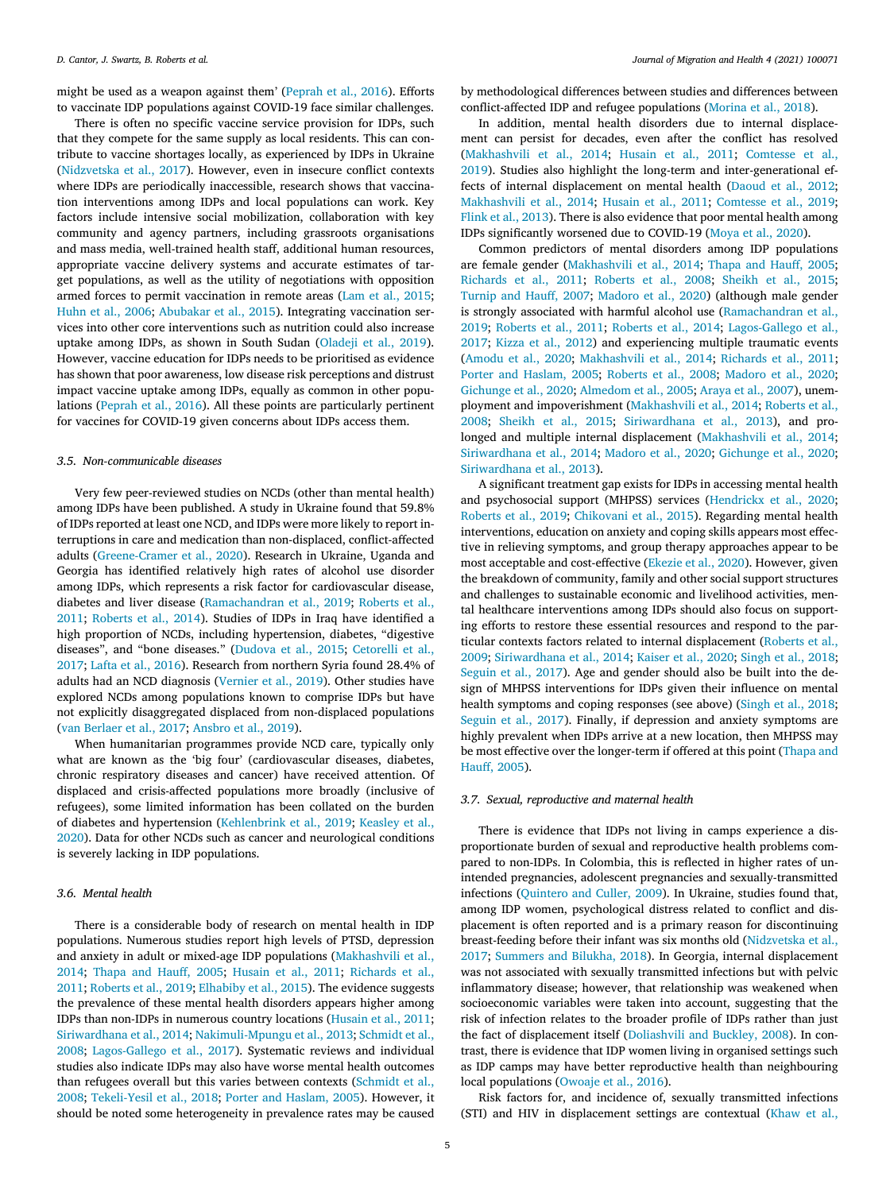might be used as a weapon against them' (Peprah et al., 2016). Efforts to vaccinate IDP populations against COVID-19 face similar challenges.

There is often no specific vaccine service provision for IDPs, such that they compete for the same supply as local residents. This can contribute to vaccine shortages locally, as experienced by IDPs in Ukraine (Nidzvetska et al., 2017). However, even in insecure conflict contexts where IDPs are periodically inaccessible, research shows that vaccination interventions among IDPs and local populations can work. Key factors include intensive social mobilization, collaboration with key community and agency partners, including grassroots organisations and mass media, well-trained health staff, additional human resources, appropriate vaccine delivery systems and accurate estimates of target populations, as well as the utility of negotiations with opposition armed forces to permit vaccination in remote areas (Lam et al., 2015; Huhn et al., 2006; Abubakar et al., 2015). Integrating vaccination services into other core interventions such as nutrition could also increase uptake among IDPs, as shown in South Sudan (Oladeji et al., 2019). However, vaccine education for IDPs needs to be prioritised as evidence has shown that poor awareness, low disease risk perceptions and distrust impact vaccine uptake among IDPs, equally as common in other populations (Peprah et al., 2016). All these points are particularly pertinent for vaccines for COVID-19 given concerns about IDPs access them.

### 3.5. Non-communicable diseases

Very few peer-reviewed studies on NCDs (other than mental health) among IDPs have been published. A study in Ukraine found that 59.8% of IDPs reported at least one NCD, and IDPs were more likely to report interruptions in care and medication than non-displaced, conflict-affected adults (Greene-Cramer et al., 2020). Research in Ukraine, Uganda and Georgia has identified relatively high rates of alcohol use disorder among IDPs, which represents a risk factor for cardiovascular disease, diabetes and liver disease (Ramachandran et al., 2019; Roberts et al., 2011; Roberts et al., 2014). Studies of IDPs in Iraq have identified a high proportion of NCDs, including hypertension, diabetes, "digestive diseases", and "bone diseases." (Dudova et al., 2015; Cetorelli et al., 2017; Lafta et al., 2016). Research from northern Syria found 28.4% of adults had an NCD diagnosis (Vernier et al., 2019). Other studies have explored NCDs among populations known to comprise IDPs but have not explicitly disaggregated displaced from non-displaced populations (van Berlaer et al., 2017; Ansbro et al., 2019).

When humanitarian programmes provide NCD care, typically only what are known as the 'big four' (cardiovascular diseases, diabetes, chronic respiratory diseases and cancer) have received attention. Of displaced and crisis-affected populations more broadly (inclusive of refugees), some limited information has been collated on the burden of diabetes and hypertension (Kehlenbrink et al., 2019; Keasley et al., 2020). Data for other NCDs such as cancer and neurological conditions is severely lacking in IDP populations.

### 3.6. Mental health

There is a considerable body of research on mental health in IDP populations. Numerous studies report high levels of PTSD, depression and anxiety in adult or mixed-age IDP populations (Makhashvili et al., 2014; Thapa and Hauff, 2005; Husain et al., 2011; Richards et al., 2011; Roberts et al., 2019; Elhabiby et al., 2015). The evidence suggests the prevalence of these mental health disorders appears higher among IDPs than non-IDPs in numerous country locations (Husain et al., 2011; Siriwardhana et al., 2014; Nakimuli-Mpungu et al., 2013; Schmidt et al., 2008; Lagos-Gallego et al., 2017). Systematic reviews and individual studies also indicate IDPs may also have worse mental health outcomes than refugees overall but this varies between contexts (Schmidt et al., 2008; Tekeli-Yesil et al., 2018; Porter and Haslam, 2005). However, it should be noted some heterogeneity in prevalence rates may be caused by methodological differences between studies and differences between conflict-affected IDP and refugee populations (Morina et al., 2018).

In addition, mental health disorders due to internal displacement can persist for decades, even after the conflict has resolved (Makhashvili et al., 2014; Husain et al., 2011; Comtesse et al., 2019). Studies also highlight the long-term and inter-generational effects of internal displacement on mental health (Daoud et al., 2012; Makhashvili et al., 2014; Husain et al., 2011; Comtesse et al., 2019; Flink et al., 2013). There is also evidence that poor mental health among IDPs significantly worsened due to COVID-19 (Moya et al., 2020).

Common predictors of mental disorders among IDP populations are female gender (Makhashvili et al., 2014; Thapa and Hauff, 2005; Richards et al., 2011; Roberts et al., 2008; Sheikh et al., 2015; Turnip and Hauff, 2007; Madoro et al., 2020) (although male gender is strongly associated with harmful alcohol use (Ramachandran et al., 2019; Roberts et al., 2011; Roberts et al., 2014; Lagos-Gallego et al., 2017; Kizza et al., 2012) and experiencing multiple traumatic events (Amodu et al., 2020; Makhashvili et al., 2014; Richards et al., 2011; Porter and Haslam, 2005; Roberts et al., 2008; Madoro et al., 2020; Gichunge et al., 2020; Almedom et al., 2005; Araya et al., 2007), unemployment and impoverishment (Makhashvili et al., 2014; Roberts et al., 2008; Sheikh et al., 2015; Siriwardhana et al., 2013), and prolonged and multiple internal displacement (Makhashvili et al., 2014; Siriwardhana et al., 2014; Madoro et al., 2020; Gichunge et al., 2020; Siriwardhana et al., 2013).

A significant treatment gap exists for IDPs in accessing mental health and psychosocial support (MHPSS) services (Hendrickx et al., 2020; Roberts et al., 2019; Chikovani et al., 2015). Regarding mental health interventions, education on anxiety and coping skills appears most effective in relieving symptoms, and group therapy approaches appear to be most acceptable and cost-effective (Ekezie et al., 2020). However, given the breakdown of community, family and other social support structures and challenges to sustainable economic and livelihood activities, mental healthcare interventions among IDPs should also focus on supporting efforts to restore these essential resources and respond to the particular contexts factors related to internal displacement (Roberts et al., 2009; Siriwardhana et al., 2014; Kaiser et al., 2020; Singh et al., 2018; Seguin et al., 2017). Age and gender should also be built into the design of MHPSS interventions for IDPs given their influence on mental health symptoms and coping responses (see above) (Singh et al., 2018; Seguin et al., 2017). Finally, if depression and anxiety symptoms are highly prevalent when IDPs arrive at a new location, then MHPSS may be most effective over the longer-term if offered at this point (Thapa and Hauff, 2005).

### 3.7. Sexual, reproductive and maternal health

There is evidence that IDPs not living in camps experience a disproportionate burden of sexual and reproductive health problems compared to non-IDPs. In Colombia, this is reflected in higher rates of unintended pregnancies, adolescent pregnancies and sexually-transmitted infections (Quintero and Culler, 2009). In Ukraine, studies found that, among IDP women, psychological distress related to conflict and displacement is often reported and is a primary reason for discontinuing breast-feeding before their infant was six months old (Nidzvetska et al., 2017; Summers and Bilukha, 2018). In Georgia, internal displacement was not associated with sexually transmitted infections but with pelvic inflammatory disease; however, that relationship was weakened when socioeconomic variables were taken into account, suggesting that the risk of infection relates to the broader profile of IDPs rather than just the fact of displacement itself (Doliashvili and Buckley, 2008). In contrast, there is evidence that IDP women living in organised settings such as IDP camps may have better reproductive health than neighbouring local populations (Owoaje et al., 2016).

Risk factors for, and incidence of, sexually transmitted infections (STI) and HIV in displacement settings are contextual (Khaw et al.,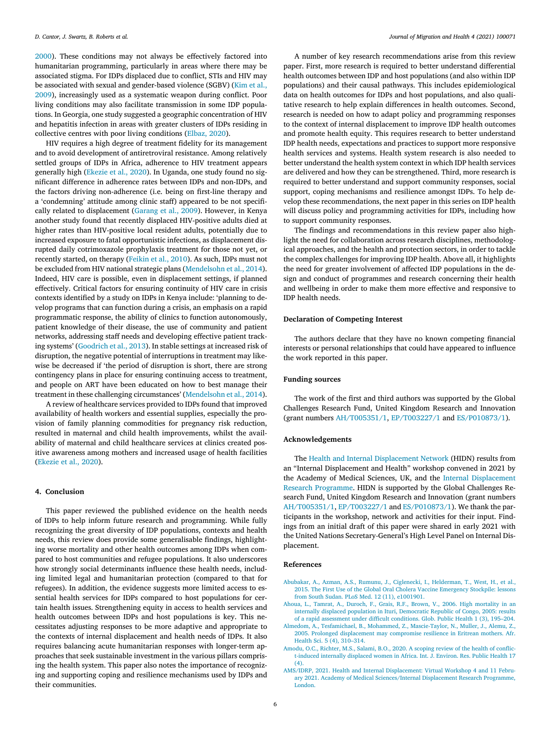2000). These conditions may not always be effectively factored into humanitarian programming, particularly in areas where there may be associated stigma. For IDPs displaced due to conflict, STIs and HIV may be associated with sexual and gender-based violence (SGBV) (Kim et al., 2009), increasingly used as a systematic weapon during conflict. Poor living conditions may also facilitate transmission in some IDP populations. In Georgia, one study suggested a geographic concentration of HIV and hepatitis infection in areas with greater clusters of IDPs residing in collective centres with poor living conditions (Elbaz, 2020).

HIV requires a high degree of treatment fidelity for its management and to avoid development of antiretroviral resistance. Among relatively settled groups of IDPs in Africa, adherence to HIV treatment appears generally high (Ekezie et al., 2020). In Uganda, one study found no significant difference in adherence rates between IDPs and non-IDPs, and the factors driving non-adherence (i.e. being on first-line therapy and a 'condemning' attitude among clinic staff) appeared to be not specifically related to displacement (Garang et al., 2009). However, in Kenya another study found that recently displaced HIV-positive adults died at higher rates than HIV-positive local resident adults, potentially due to increased exposure to fatal opportunistic infections, as displacement disrupted daily cotrimoxazole prophylaxis treatment for those not yet, or recently started, on therapy (Feikin et al., 2010). As such, IDPs must not be excluded from HIV national strategic plans (Mendelsohn et al., 2014). Indeed, HIV care is possible, even in displacement settings, if planned effectively. Critical factors for ensuring continuity of HIV care in crisis contexts identified by a study on IDPs in Kenya include: 'planning to develop programs that can function during a crisis, an emphasis on a rapid programmatic response, the ability of clinics to function autonomously, patient knowledge of their disease, the use of community and patient networks, addressing staff needs and developing effective patient tracking systems' (Goodrich et al., 2013). In stable settings at increased risk of disruption, the negative potential of interruptions in treatment may likewise be decreased if 'the period of disruption is short, there are strong contingency plans in place for ensuring continuing access to treatment, and people on ART have been educated on how to best manage their treatment in these challenging circumstances' (Mendelsohn et al., 2014).

A review of healthcare services provided to IDPs found that improved availability of health workers and essential supplies, especially the provision of family planning commodities for pregnancy risk reduction, resulted in maternal and child health improvements, whilst the availability of maternal and child healthcare services at clinics created positive awareness among mothers and increased usage of health facilities (Ekezie et al., 2020).

## 4. Conclusion

This paper reviewed the published evidence on the health needs of IDPs to help inform future research and programming. While fully recognizing the great diversity of IDP populations, contexts and health needs, this review does provide some generalisable findings, highlighting worse mortality and other health outcomes among IDPs when compared to host communities and refugee populations. It also underscores how strongly social determinants influence these health needs, including limited legal and humanitarian protection (compared to that for refugees). In addition, the evidence suggests more limited access to essential health services for IDPs compared to host populations for certain health issues. Strengthening equity in access to health services and health outcomes between IDPs and host populations is key. This necessitates adjusting responses to be more adaptive and appropriate to the contexts of internal displacement and health needs of IDPs. It also requires balancing acute humanitarian responses with longer-term approaches that seek sustainable investment in the various pillars comprising the health system. This paper also notes the importance of recognizing and supporting coping and resilience mechanisms used by IDPs and their communities.

A number of key research recommendations arise from this review paper. First, more research is required to better understand differential health outcomes between IDP and host populations (and also within IDP populations) and their causal pathways. This includes epidemiological data on health outcomes for IDPs and host populations, and also qualitative research to help explain differences in health outcomes. Second, research is needed on how to adapt policy and programming responses to the context of internal displacement to improve IDP health outcomes and promote health equity. This requires research to better understand IDP health needs, expectations and practices to support more responsive health services and systems. Health system research is also needed to better understand the health system context in which IDP health services are delivered and how they can be strengthened. Third, more research is required to better understand and support community responses, social support, coping mechanisms and resilience amongst IDPs. To help develop these recommendations, the next paper in this series on IDP health will discuss policy and programming activities for IDPs, including how to support community responses.

The findings and recommendations in this review paper also highlight the need for collaboration across research disciplines, methodological approaches, and the health and protection sectors, in order to tackle the complex challenges for improving IDP health. Above all, it highlights the need for greater involvement of affected IDP populations in the design and conduct of programmes and research concerning their health and wellbeing in order to make them more effective and responsive to IDP health needs.

## Declaration of Competing Interest

The authors declare that they have no known competing financial interests or personal relationships that could have appeared to influence the work reported in this paper.

## Funding sources

The work of the first and third authors was supported by the Global Challenges Research Fund, United Kingdom Research and Innovation (grant numbers AH/T005351/1, EP/T003227/1 and ES/P010873/1).

## Acknowledgements

The Health and Internal Displacement Network (HIDN) results from an "Internal Displacement and Health" workshop convened in 2021 by the Academy of Medical Sciences, UK, and the Internal Displacement Research Programme. HIDN is supported by the Global Challenges Research Fund, United Kingdom Research and Innovation (grant numbers AH/T005351/1, EP/T003227/1 and ES/P010873/1). We thank the participants in the workshop, network and activities for their input. Findings from an initial draft of this paper were shared in early 2021 with the United Nations Secretary-General's High Level Panel on Internal Displacement.

## References

Abubakar, A., Azman, A.S., Rumunu, J., Ciglenecki, I., Helderman, T., West, H., et al., 2015. The First Use of the Global Oral Cholera Vaccine Emergency Stockpile: lessons from South Sudan. PLoS Med. 12 (11), e1001901.

Ahoua, L., Tamrat, A., Duroch, F., Grais, R.F., Brown, V., 2006. High mortality in an internally displaced population in Ituri, Democratic Republic of Congo, 2005: results of a rapid assessment under difficult conditions. Glob. Public Health 1 (3), 195–204.

Almedom, A., Tesfamichael, B., Mohammed, Z., Mascie-Taylor, N., Muller, J., Alemu, Z., 2005. Prolonged displacement may compromise resilience in Eritrean mothers. Afr. Health Sci. 5 (4), 310–314.

Amodu, O.C., Richter, M.S., Salami, B.O., 2020. A scoping review of the health of conflict-induced internally displaced women in Africa. Int. J. Environ. Res. Public Health 17 (4).

AMS/IDRP, 2021. Health and Internal Displacement: Virtual Workshop 4 and 11 February 2021. Academy of Medical Sciences/Internal Displacement Research Programme, London.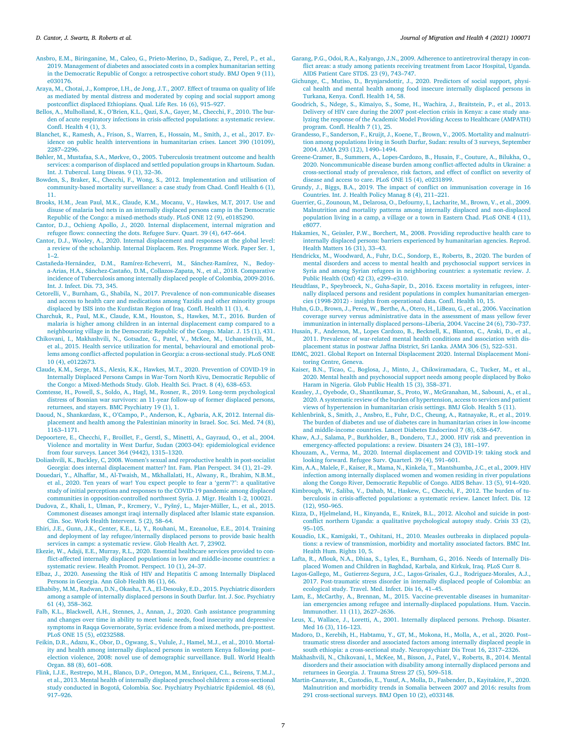Ansbro, E.M., Biringanine, M., Caleo, G., Prieto-Merino, D., Sadique, Z., Perel, P., et al., 2019. Management of diabetes and associated costs in a complex humanitarian setting in the Democratic Republic of Congo: a retrospective cohort study. BMJ Open 9 (11), e030176.

Araya, M., Chotai, J., Komproe, I.H., de Jong, J.T., 2007. Effect of trauma on quality of life as mediated by mental distress and moderated by coping and social support among postconflict displaced Ethiopians. Qual. Life Res. 16 (6), 915–927.

Bellos, A., Mulholland, K., O'Brien, K.L., Qazi, S.A., Gayer, M., Checchi, F., 2010. The burden of acute respiratory infections in crisis-affected populations: a systematic review. Confl. Health 4 (1), 3.

Blanchet, K., Ramesh, A., Frison, S., Warren, E., Hossain, M., Smith, J., et al., 2017. Evidence on public health interventions in humanitarian crises. Lancet 390 (10109), 2287–2296.

Bøhler, M., Mustafaa, S.A., Mørkve, O., 2005. Tuberculosis treatment outcome and health services: a comparison of displaced and settled population groups in Khartoum. Sudan. Int. J. Tubercul. Lung Diseas. 9 (1), 32–36.

Bowden, S., Braker, K., Checchi, F., Wong, S., 2012. Implementation and utilisation of community-based mortality surveillance: a case study from Chad. Confl Health 6 (1), 11.

Brooks, H.M., Jean Paul, M.K., Claude, K.M., Mocanu, V., Hawkes, M.T, 2017. Use and disuse of malaria bed nets in an internally displaced persons camp in the Democratic Republic of the Congo: a mixed-methods study. PLoS ONE 12 (9), e0185290.

Cantor, D.J., Ochieng Apollo, J., 2020. Internal displacement, internal migration and refugee flows: connecting the dots. Refugee Surv. Quart. 39 (4), 647–664.

Cantor, D.J., Wooley, A., 2020. Internal displacement and responses at the global level: a review of the scholarship. Internal Displacem. Res. Programme Work. Paper Ser. 1, 1–2.

Castañeda-Hernández, D.M., Ramírez-Echeverri, M., Sánchez-Ramírez, N., Bedoya-Arias, H.A., Sánchez-Castaño, D.M., Collazos-Zapata, N., et al., 2018. Comparative incidence of Tuberculosis among internally displaced people of Colombia, 2009-2016. Int. J. Infect. Dis. 73, 345.

Cetorelli, V., Burnham, G., Shabila, N., 2017. Prevalence of non-communicable diseases and access to health care and medications among Yazidis and other minority groups displaced by ISIS into the Kurdistan Region of Iraq. Confl. Health 11 (1), 4.

Charchuk, R., Paul, M.K., Claude, K.M., Houston, S., Hawkes, M.T., 2016. Burden of malaria is higher among children in an internal displacement camp compared to a neighbouring village in the Democratic Republic of the Congo. Malar. J. 15 (1), 431.

Chikovani, I., Makhashvili, N., Gotsadze, G., Patel, V., McKee, M., Uchaneishvili, M., et al., 2015. Health service utilization for mental, behavioural and emotional problems among conflict-affected population in Georgia: a cross-sectional study. PLoS ONE 10 (4), e0122673.

Claude, K.M., Serge, M.S., Alexis, K.K., Hawkes, M.T., 2020. Prevention of COVID-19 in Internally Displaced Persons Camps in War-Torn North Kivu, Democratic Republic of the Congo: a Mixed-Methods Study. Glob. Health Sci. Pract. 8 (4), 638–653.

Comtesse, H., Powell, S., Soldo, A., Hagl, M., Rosner, R., 2019. Long-term psychological distress of Bosnian war survivors: an 11-year follow-up of former displaced persons, returnees, and stayers. BMC Psychiatry 19 (1), 1.

Daoud, N., Shankardass, K., O'Campo, P., Anderson, K., Agbaria, A.K, 2012. Internal displacement and health among the Palestinian minority in Israel. Soc. Sci. Med. 74 (8), 1163–1171.

Depoortere, E., Checchi, F., Broillet, F., Gerstl, S., Minetti, A., Gayraud, O., et al., 2004. Violence and mortality in West Darfur, Sudan (2003-04): epidemiological evidence from four surveys. Lancet 364 (9442), 1315–1320.

Doliashvili, K., Buckley, C, 2008. Women's sexual and reproductive health in post-socialist Georgia: does internal displacement matter? Int. Fam. Plan Perspect. 34 (1), 21–29.

Douedari, Y., Alhaffar, M., Al-Twaish, M., Mkhallalati, H., Alwany, R., Ibrahim, N.B.M., et al., 2020. Ten years of war! You expect people to fear a 'germ'?": a qualitative study of initial perceptions and responses to the COVID-19 pandemic among displaced communities in opposition-controlled northwest Syria. J. Migr. Health 1-2, 100021.

Dudova, Z., Khali, I., Ulman, P., Krcmery, V., Pyšný, L., Majer-Müller, L., et al., 2015. Commonest diseases amongst iraqi internally displaced after Islamic state expansion. Clin. Soc. Work Health Intervent. 5 (2), 58–64.

Ehiri, J.E., Gunn, J.K., Center, K.E., Li, Y., Rouhani, M., Ezeanolue, E.E., 2014. Training and deployment of lay refugee/internally displaced persons to provide basic health services in camps: a systematic review. Glob Health Act. 7, 23902.

Ekezie, W., Adaji, E.E., Murray, R.L., 2020. Essential healthcare services provided to conflict-affected internally displaced populations in low and middle-income countries: a systematic review. Health Promot. Perspect. 10 (1), 24–37.

Elbaz, J., 2020. Assessing the Risk of HIV and Hepatitis C among Internally Displaced Persons in Georgia. Ann Glob Health 86 (1), 66.

Elhabiby, M.M., Radwan, D.N., Okasha, T.A., El-Desouky, E.D., 2015. Psychiatric disorders among a sample of internally displaced persons in South Darfur. Int. J. Soc. Psychiatry 61 (4), 358–362.

Falb, K.L., Blackwell, A.H., Stennes, J., Annan, J., 2020. Cash assistance programming and changes over time in ability to meet basic needs, food insecurity and depressive symptoms in Raqqa Governorate, Syria: evidence from a mixed methods, pre-posttest. PLoS ONE 15 (5), e0232588.

Feikin, D.R., Adazu, K., Obor, D., Ogwang, S., Vulule, J., Hamel, M.J., et al., 2010. Mortality and health among internally displaced persons in western Kenya following post–election violence, 2008: novel use of demographic surveillance. Bull. World Health Organ. 88 (8), 601–608.

Flink, I.J.E., Restrepo, M.H., Blanco, D.P., Ortegon, M.M., Enriquez, C.L., Beirens, T.M.J., et al., 2013. Mental health of internally displaced preschool children: a cross-sectional study conducted in Bogotá, Colombia. Soc. Psychiatry Psychiatric Epidemiol. 48 (6), 917–926.

Garang, P.G., Odoi, R.A., Kalyango, J.N., 2009. Adherence to antiretroviral therapy in conflict areas: a study among patients receiving treatment from Lacor Hospital, Uganda. AIDS Patient Care STDS. 23 (9), 743–747.

Gichunge, C., Mutiso, D., Brynjarsdottir, J., 2020. Predictors of social support, physical health and mental health among food insecure internally displaced persons in Turkana, Kenya. Confl. Health 14, 58.

Goodrich, S., Ndege, S., Kimaiyo, S., Some, H., Wachira, J., Braitstein, P., et al., 2013. Delivery of HIV care during the 2007 post-election crisis in Kenya: a case study analyzing the response of the Academic Model Providing Access to Healthcare (AMPATH) program. Confl. Health 7 (1), 25.

Grandesso, F., Sanderson, F., Kruijt, J., Koene, T., Brown, V., 2005. Mortality and malnutrition among populations living in South Darfur, Sudan: results of 3 surveys, September 2004. JAMA 293 (12), 1490–1494.

Greene-Cramer, B., Summers, A., Lopes-Cardozo, B., Husain, F., Couture, A., Bilukha, O., 2020. Noncommunicable disease burden among conflict-affected adults in Ukraine: a cross-sectional study of prevalence, risk factors, and effect of conflict on severity of disease and access to care. PLoS ONE 15 (4), e0231899.

Grundy, J., Biggs, B.A., 2019. The impact of conflict on immunisation coverage in 16 Countries. Int. J. Health Policy Manag 8 (4), 211–221.

Guerrier, G., Zounoun, M., Delarosa, O., Defourny, I., Lacharite, M., Brown, V., et al., 2009. Malnutrition and mortality patterns among internally displaced and non-displaced population living in a camp, a village or a town in Eastern Chad. PLoS ONE 4 (11), e8077.

Hakamies, N., Geissler, P.W., Borchert, M., 2008. Providing reproductive health care to internally displaced persons: barriers experienced by humanitarian agencies. Reprod. Health Matters 16 (31), 33–43.

Hendrickx, M., Woodward, A., Fuhr, D.C., Sondorp, E., Roberts, B., 2020. The burden of mental disorders and access to mental health and psychosocial support services in Syria and among Syrian refugees in neighboring countries: a systematic review. J. Public Health (Oxf) 42 (3), e299–e310.

Heudtlass, P., Speybroeck, N., Guha-Sapir, D., 2016. Excess mortality in refugees, internally displaced persons and resident populations in complex humanitarian emergencies (1998-2012) - insights from operational data. Confl. Health 10, 15.

Huhn, G.D., Brown, J., Perea, W., Berthe, A., Otero, H., LiBeau, G., et al., 2006. Vaccination coverage survey versus administrative data in the assessment of mass yellow fever immunization in internally displaced persons–Liberia, 2004. Vaccine 24 (6), 730–737.

Husain, F., Anderson, M., Lopes Cardozo, B., Becknell, K., Blanton, C., Araki, D., et al., 2011. Prevalence of war-related mental health conditions and association with displacement status in postwar Jaffna District, Sri Lanka. JAMA 306 (5), 522–531.

IDMC, 2021. Global Report on Internal Displacement 2020. Internal Displacement Monitoring Centre, Geneva.

Kaiser, B.N., Ticao, C., Boglosa, J., Minto, J., Chikwiramadara, C., Tucker, M., et al., 2020. Mental health and psychosocial support needs among people displaced by Boko Haram in Nigeria. Glob Public Health 15 (3), 358–371.

Keasley, J., Oyebode, O., Shantikumar, S., Proto, W., McGranahan, M., Sabouni, A., et al., 2020. A systematic review of the burden of hypertension, access to services and patient views of hypertension in humanitarian crisis settings. BMJ Glob. Health 5 (11).

Kehlenbrink, S., Smith, J., Ansbro, E., Fuhr, D.C., Cheung, A., Ratnayake, R., et al., 2019. The burden of diabetes and use of diabetes care in humanitarian crises in low-income and middle-income countries. Lancet Diabetes Endocrinol 7 (8), 638–647.

Khaw, A.J., Salama, P., Burkholder, B., Dondero, T.J., 2000. HIV risk and prevention in emergency-affected populations: a review. Disasters 24 (3), 181–197.

Khouzam, A., Verma, M., 2020. Internal displacement and COVID-19: taking stock and looking forward. Refugee Surv. Quarterl. 39 (4), 591–601.

Kim, A.A., Malele, F., Kaiser, R., Mama, N., Kinkela, T., Mantshumba, J.C., et al., 2009. HIV infection among internally displaced women and women residing in river populations along the Congo River, Democratic Republic of Congo. AIDS Behav. 13 (5), 914–920.

Kimbrough, W., Saliba, V., Dahab, M., Haskew, C., Checchi, F., 2012. The burden of tuberculosis in crisis-affected populations: a systematic review. Lancet Infect. Dis. 12 (12), 950–965.

Kizza, D., Hjelmeland, H., Kinyanda, E., Knizek, B.L., 2012. Alcohol and suicide in post-conflict northern Uganda: a qualitative psychological autopsy study. Crisis 33 (2), 95–105.

Kouadio, I.K., Kamigaki, T., Oshitani, H., 2010. Measles outbreaks in displaced populations: a review of transmission, morbidity and mortality associated factors. BMC Int. Health Hum. Rights 10, 5.

Lafta, R., Aflouk, N.A., Dhiaa, S., Lyles, E., Burnham, G., 2016. Needs of Internally Displaced Women and Children in Baghdad, Karbala, and Kirkuk, Iraq. PLoS Curr 8.

Lagos-Gallego, M., Gutierrez-Segura, J.C., Lagos-Grisales, G.J., Rodriguez-Morales, A.J., 2017. Post-traumatic stress disorder in internally displaced people of Colombia: an ecological study. Travel. Med. Infect. Dis 16, 41–45.

Lam, E., McCarthy, A., Brennan, M., 2015. Vaccine-preventable diseases in humanitarian emergencies among refugee and internally-displaced populations. Hum. Vaccin. Immunother. 11 (11), 2627–2636.

Leus, X., Wallace, J., Loretti, A., 2001. Internally displaced persons. Prehosp. Disaster. Med 16 (3), 116–123.

Madoro, D., Kerebih, H., Habtamu, Y., GT, M., Mokona, H., Molla, A., et al., 2020. Post–traumatic stress disorder and associated factors among internally displaced people in south ethiopia: a cross-sectional study. Neuropsychiatr Dis Treat 16, 2317–2326.

Makhashvili, N., Chikovani, I., McKee, M., Bisson, J., Patel, V., Roberts, B., 2014. Mental disorders and their association with disability among internally displaced persons and returnees in Georgia. J. Trauma Stress 27 (5), 509–518.

Martin-Canavate, R., Custodio, E., Yusuf, A., Molla, D., Fasbender, D., Kayitakire, F., 2020. Malnutrition and morbidity trends in Somalia between 2007 and 2016: results from 291 cross-sectional surveys. BMJ Open 10 (2), e033148.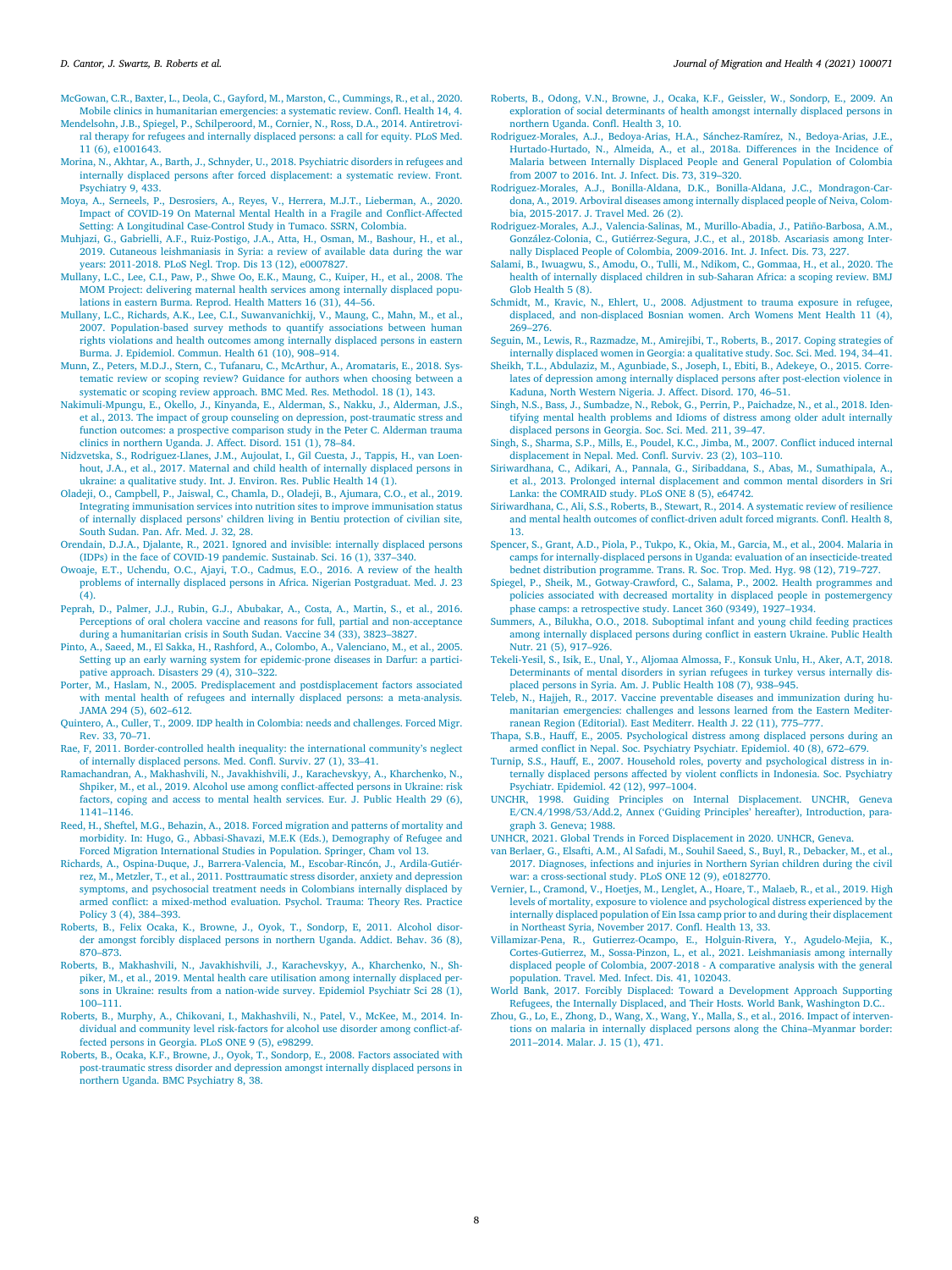McGowan, C.R., Baxter, L., Deola, C., Gayford, M., Marston, C., Cummings, R., et al., 2020. Mobile clinics in humanitarian emergencies: a systematic review. Confl. Health 14, 4.

Mendelsohn, J.B., Spiegel, P., Schilperoord, M., Cornier, N., Ross, D.A., 2014. Antiretroviral therapy for refugees and internally displaced persons: a call for equity. PLoS Med. 11 (6), e1001643.

Morina, N., Akhtar, A., Barth, J., Schnyder, U., 2018. Psychiatric disorders in refugees and internally displaced persons after forced displacement: a systematic review. Front. Psychiatry 9, 433.

Moya, A., Serneels, P., Desrosiers, A., Reyes, V., Herrera, M.J.T., Lieberman, A., 2020. Impact of COVID-19 On Maternal Mental Health in a Fragile and Conflict-Affected Setting: A Longitudinal Case-Control Study in Tumaco. SSRN, Colombia.

Muhjazi, G., Gabrielli, A.F., Ruiz-Postigo, J.A., Atta, H., Osman, M., Bashour, H., et al., 2019. Cutaneous leishmaniasis in Syria: a review of available data during the war years: 2011-2018. PLoS Negl. Trop. Dis 13 (12), e0007827.

Mullany, L.C., Lee, C.I., Paw, P., Shwe Oo, E.K., Maung, C., Kuiper, H., et al., 2008. The MOM Project: delivering maternal health services among internally displaced populations in eastern Burma. Reprod. Health Matters 16 (31), 44–56.

Mullany, L.C., Richards, A.K., Lee, C.I., Suwanvanichkij, V., Maung, C., Mahn, M., et al., 2007. Population-based survey methods to quantify associations between human rights violations and health outcomes among internally displaced persons in eastern Burma. J. Epidemiol. Commun. Health 61 (10), 908–914.

Munn, Z., Peters, M.D.J., Stern, C., Tufanaru, C., McArthur, A., Aromataris, E., 2018. Systematic review or scoping review? Guidance for authors when choosing between a systematic or scoping review approach. BMC Med. Res. Methodol. 18 (1), 143.

Nakimuli-Mpungu, E., Okello, J., Kinyanda, E., Alderman, S., Nakku, J., Alderman, J.S., et al., 2013. The impact of group counseling on depression, post-traumatic stress and function outcomes: a prospective comparison study in the Peter C. Alderman trauma clinics in northern Uganda. J. Affect. Disord. 151 (1), 78–84.

Nidzvetska, S., Rodriguez-Llanes, J.M., Aujoulat, I., Gil Cuesta, J., Tappis, H., van Loenhout, J.A., et al., 2017. Maternal and child health of internally displaced persons in ukraine: a qualitative study. Int. J. Environ. Res. Public Health 14 (1).

Oladeji, O., Campbell, P., Jaiswal, C., Chamla, D., Oladeji, B., Ajumara, C.O., et al., 2019. Integrating immunisation services into nutrition sites to improve immunisation status of internally displaced persons' children living in Bentiu protection of civilian site, South Sudan. Pan. Afr. Med. J. 32, 28.

Orendain, D.J.A., Djalante, R., 2021. Ignored and invisible: internally displaced persons (IDPs) in the face of COVID-19 pandemic. Sustainab. Sci. 16 (1), 337–340.

Owoaje, E.T., Uchendu, O.C., Ajayi, T.O., Cadmus, E.O., 2016. A review of the health problems of internally displaced persons in Africa. Nigerian Postgraduat. Med. J. 23 (4).

Peprah, D., Palmer, J.J., Rubin, G.J., Abubakar, A., Costa, A., Martin, S., et al., 2016. Perceptions of oral cholera vaccine and reasons for full, partial and non-acceptance during a humanitarian crisis in South Sudan. Vaccine 34 (33), 3823–3827.

Pinto, A., Saeed, M., El Sakka, H., Rashford, A., Colombo, A., Valenciano, M., et al., 2005. Setting up an early warning system for epidemic-prone diseases in Darfur: a participative approach. Disasters 29 (4), 310–322.

Porter, M., Haslam, N., 2005. Predisplacement and postdisplacement factors associated with mental health of refugees and internally displaced persons: a meta-analysis. JAMA 294 (5), 602–612.

Quintero, A., Culler, T., 2009. IDP health in Colombia: needs and challenges. Forced Migr. Rev. 33, 70–71.

Rae, F, 2011. Border-controlled health inequality: the international community's neglect of internally displaced persons. Med. Confl. Surviv. 27 (1), 33–41.

Ramachandran, A., Makhashvili, N., Javakhishvili, J., Karachevskyy, A., Kharchenko, N., Shpiker, M., et al., 2019. Alcohol use among conflict-affected persons in Ukraine: risk factors, coping and access to mental health services. Eur. J. Public Health 29 (6), 1141–1146.

Reed, H., Sheftel, M.G., Behazin, A., 2018. Forced migration and patterns of mortality and morbidity. In: Hugo, G., Abbasi-Shavazi, M.E.K (Eds.), Demography of Refugee and Forced Migration International Studies in Population. Springer, Cham vol 13.

Richards, A., Ospina-Duque, J., Barrera-Valencia, M., Escobar-Rincón, J., Ardila-Gutiérrez, M., Metzler, T., et al., 2011. Posttraumatic stress disorder, anxiety and depression symptoms, and psychosocial treatment needs in Colombians internally displaced by armed conflict: a mixed-method evaluation. Psychol. Trauma: Theory Res. Practice Policy 3 (4), 384–393.

Roberts, B., Felix Ocaka, K., Browne, J., Oyok, T., Sondorp, E, 2011. Alcohol disorder amongst forcibly displaced persons in northern Uganda. Addict. Behav. 36 (8), 870–873.

Roberts, B., Makhashvili, N., Javakhishvili, J., Karachevskyy, A., Kharchenko, N., Shpiker, M., et al., 2019. Mental health care utilisation among internally displaced persons in Ukraine: results from a nation-wide survey. Epidemiol Psychiatr Sci 28 (1), 100–111.

Roberts, B., Murphy, A., Chikovani, I., Makhashvili, N., Patel, V., McKee, M., 2014. Individual and community level risk-factors for alcohol use disorder among conflict-affected persons in Georgia. PLoS ONE 9 (5), e98299.

Roberts, B., Ocaka, K.F., Browne, J., Oyok, T., Sondorp, E., 2008. Factors associated with post-traumatic stress disorder and depression amongst internally displaced persons in northern Uganda. BMC Psychiatry 8, 38.

Roberts, B., Odong, V.N., Browne, J., Ocaka, K.F., Geissler, W., Sondorp, E., 2009. An exploration of social determinants of health amongst internally displaced persons in northern Uganda. Confl. Health 3, 10.

Rodriguez-Morales, A.J., Bedoya-Arias, H.A., Sánchez-Ramírez, N., Bedoya-Arias, J.E., Hurtado-Hurtado, N., Almeida, A., et al., 2018a. Differences in the Incidence of Malaria between Internally Displaced People and General Population of Colombia from 2007 to 2016. Int. J. Infect. Dis. 73, 319–320.

Rodriguez-Morales, A.J., Bonilla-Aldana, D.K., Bonilla-Aldana, J.C., Mondragon-Cardona, A., 2019. Arboviral diseases among internally displaced people of Neiva, Colombia, 2015-2017. J. Travel Med. 26 (2).

Rodriguez-Morales, A.J., Valencia-Salinas, M., Murillo-Abadia, J., Patiño-Barbosa, A.M., González-Colonia, C., Gutiérrez-Segura, J.C., et al., 2018b. Ascariasis among Internally Displaced People of Colombia, 2009-2016. Int. J. Infect. Dis. 73, 227.

Salami, B., Iwuagwu, S., Amodu, O., Tulli, M., Ndikom, C., Gommaa, H., et al., 2020. The health of internally displaced children in sub-Saharan Africa: a scoping review. BMJ Glob Health 5 (8).

Schmidt, M., Kravic, N., Ehlert, U., 2008. Adjustment to trauma exposure in refugee, displaced, and non-displaced Bosnian women. Arch Womens Ment Health 11 (4), 269–276.

Seguin, M., Lewis, R., Razmadze, M., Amirejibi, T., Roberts, B., 2017. Coping strategies of internally displaced women in Georgia: a qualitative study. Soc. Sci. Med. 194, 34–41.

Sheikh, T.L., Abdulaziz, M., Agunbiade, S., Joseph, I., Ebiti, B., Adekeye, O., 2015. Correlates of depression among internally displaced persons after post-election violence in Kaduna, North Western Nigeria. J. Affect. Disord. 170, 46–51.

Singh, N.S., Bass, J., Sumbadze, N., Rebok, G., Perrin, P., Paichadze, N., et al., 2018. Identifying mental health problems and Idioms of distress among older adult internally displaced persons in Georgia. Soc. Sci. Med. 211, 39–47.

Singh, S., Sharma, S.P., Mills, E., Poudel, K.C., Jimba, M., 2007. Conflict induced internal displacement in Nepal. Med. Confl. Surviv. 23 (2), 103–110.

Siriwardhana, C., Adikari, A., Pannala, G., Siribaddana, S., Abas, M., Sumathipala, A., et al., 2013. Prolonged internal displacement and common mental disorders in Sri Lanka: the COMRAID study. PLoS ONE 8 (5), e64742.

Siriwardhana, C., Ali, S.S., Roberts, B., Stewart, R., 2014. A systematic review of resilience and mental health outcomes of conflict-driven adult forced migrants. Confl. Health 8, 13.

Spencer, S., Grant, A.D., Piola, P., Tukpo, K., Okia, M., Garcia, M., et al., 2004. Malaria in camps for internally-displaced persons in Uganda: evaluation of an insecticide-treated bednet distribution programme. Trans. R. Soc. Trop. Med. Hyg. 98 (12), 719–727.

Spiegel, P., Sheik, M., Gotway-Crawford, C., Salama, P., 2002. Health programmes and policies associated with decreased mortality in displaced people in postemergency phase camps: a retrospective study. Lancet 360 (9349), 1927–1934.

Summers, A., Bilukha, O.O., 2018. Suboptimal infant and young child feeding practices among internally displaced persons during conflict in eastern Ukraine. Public Health Nutr. 21 (5), 917–926.

Tekeli-Yesil, S., Isik, E., Unal, Y., Aljomaa Almossa, F., Konsuk Unlu, H., Aker, A.T, 2018. Determinants of mental disorders in syrian refugees in turkey versus internally displaced persons in Syria. Am. J. Public Health 108 (7), 938–945.

Teleb, N., Hajjeh, R., 2017. Vaccine preventable diseases and immunization during humanitarian emergencies: challenges and lessons learned from the Eastern Mediterranean Region (Editorial). East Mediterr. Health J. 22 (11), 775–777.

Thapa, S.B., Hauff, E., 2005. Psychological distress among displaced persons during an armed conflict in Nepal. Soc. Psychiatry Psychiatr. Epidemiol. 40 (8), 672–679.

Turnip, S.S., Hauff, E., 2007. Household roles, poverty and psychological distress in internally displaced persons affected by violent conflicts in Indonesia. Soc. Psychiatry Psychiatr. Epidemiol. 42 (12), 997–1004.

UNCHR, 1998. Guiding Principles on Internal Displacement. UNCHR, Geneva E/CN.4/1998/53/Add.2, Annex ('Guiding Principles' hereafter), Introduction, paragraph 3. Geneva; 1988.

UNCHR, 2021. Global Trends in Forced Displacement in 2020. UNHCR, Geneva.

van Berlaer, G., Elsafti, A.M., Al Safadi, M., Souhil Saeed, S., Buyl, R., Debacker, M., et al., 2017. Diagnoses, infections and injuries in Northern Syrian children during the civil war: a cross-sectional study. PLoS ONE 12 (9), e0182770.

Vernier, L., Cramond, V., Hoetjes, M., Lenglet, A., Hoare, T., Malaeb, R., et al., 2019. High levels of mortality, exposure to violence and psychological distress experienced by the internally displaced population of Ein Issa camp prior to and during their displacement in Northeast Syria, November 2017. Confl. Health 13, 33.

Villamizar-Pena, R., Gutierrez-Ocampo, E., Holguin-Rivera, Y., Agudelo-Mejia, K., Cortes-Gutierrez, M., Sossa-Pinzon, L., et al., 2021. Leishmaniasis among internally displaced people of Colombia, 2007-2018 - A comparative analysis with the general population. Travel. Med. Infect. Dis. 41, 102043.

World Bank, 2017. Forcibly Displaced: Toward a Development Approach Supporting Refugees, the Internally Displaced, and Their Hosts. World Bank, Washington D.C..

Zhou, G., Lo, E., Zhong, D., Wang, X., Wang, Y., Malla, S., et al., 2016. Impact of interventions on malaria in internally displaced persons along the China–Myanmar border: 2011–2014. Malar. J. 15 (1), 471.